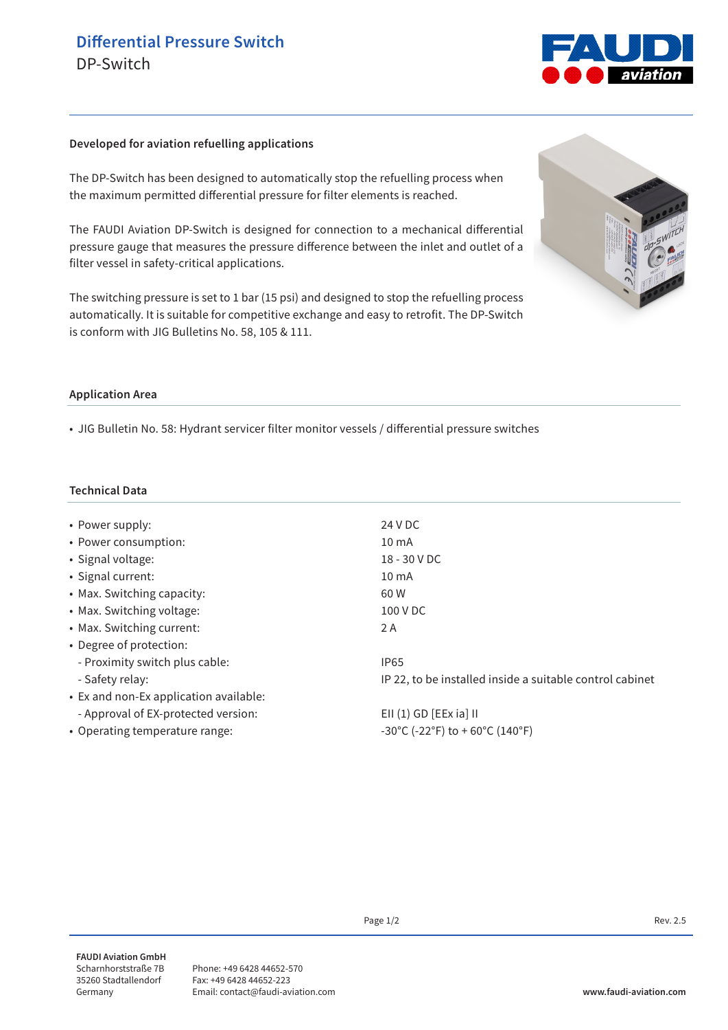# Differential Pressure Switch

DP-Switch

**Developed for aviation refuelling applications**

The DP-Switch has been designed to automatically stop the refuelling process when the maximum permitted differential pressure for filter elements is reached.

The FAUDI Aviation DP-Switch is designed for connection to a mechanical differential pressure gauge that measures the pressure difference between the inlet and outlet of a filter vessel in safety-critical applications.

The switching pressure is set to 1 bar (15 psi) and designed to stop the refuelling process automatically. It is suitable for competitive exchange and easy to retrofit. The DP-Switch is conform with JIG Bulletins No. 58, 105 & 111.

## Application Area

- JIG Bulletin No. 58: Hydrant servicer filter monitor vessels / differential pressure switches

## Technical Data

| | |
|---|---|
| • Power supply: | 24 V DC |
| • Power consumption: | 10 mA |
| • Signal voltage: | 18 - 30 V DC |
| • Signal current: | 10 mA |
| • Max. Switching capacity: | 60 W |
| • Max. Switching voltage: | 100 V DC |
| • Max. Switching current: | 2 A |
| • Degree of protection: | |
| - Proximity switch plus cable: | IP65 |
| - Safety relay: | IP 22, to be installed inside a suitable control cabinet |
| • Ex and non-Ex application available: | |
| - Approval of EX-protected version: | EII (1) GD [EEx ia] II |
| • Operating temperature range: | -30°C (-22°F) to + 60°C (140°F) |

Rev. 2.5

**FAUDI Aviation GmbH**
Scharnhorststraße 7B
35260 Stadtallendorf
Germany

Phone: +49 6428 44652-570
Fax: +49 6428 44652-223
Email: contact@faudi-aviation.com

**www.faudi-aviation.com**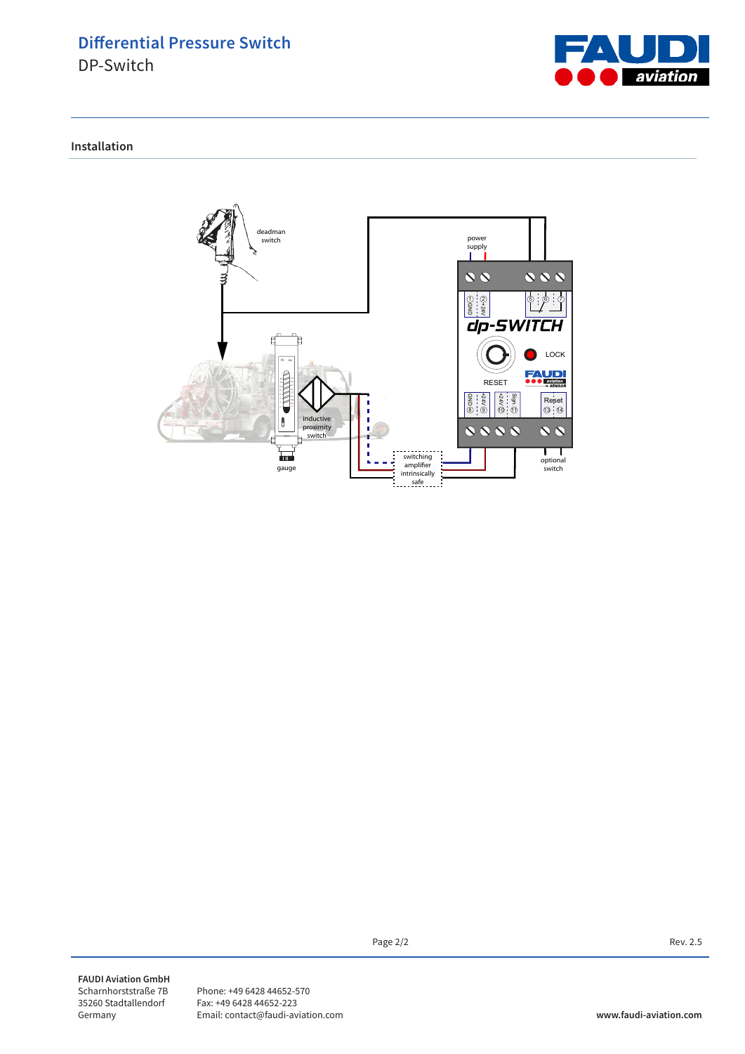## Installation

deadman
switch

power
supply

GND
+24V

dp-SWITCH

LOCK

RESET

inductive
proximity
switch

gauge

switching
amplifier
intrinsically
safe

GND
+24V
+24V
Sign.

Reset

optional
switch

Rev. 2.5

**FAUDI Aviation GmbH**
Scharnhorststraße 7B
35260 Stadtallendorf
Germany

Phone: +49 6428 44652-570
Fax: +49 6428 44652-223
Email: contact@faudi-aviation.com

**www.faudi-aviation.com**